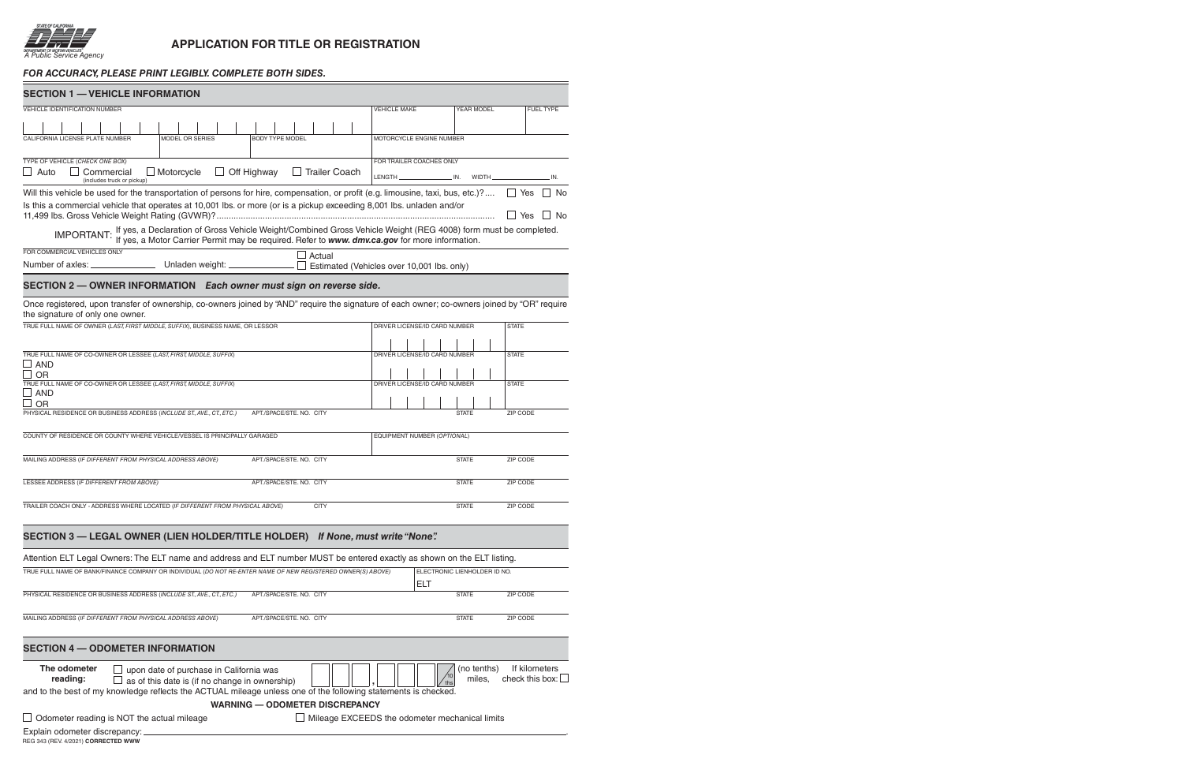STATE OF CALIFORNIA
DEPARTMENT OF MOTOR VEHICLES
*A Public Service Agency*

# APPLICATION FOR TITLE OR REGISTRATION

***FOR ACCURACY, PLEASE PRINT LEGIBLY. COMPLETE BOTH SIDES.***

## SECTION 1 — VEHICLE INFORMATION

| VEHICLE IDENTIFICATION NUMBER | | | VEHICLE MAKE | YEAR MODEL | FUEL TYPE |
|---|---|---|---|---|---|
| | | | | | |
| CALIFORNIA LICENSE PLATE NUMBER | MODEL OR SERIES | BODY TYPE MODEL | MOTORCYCLE ENGINE NUMBER | | |
| | | | | | |

TYPE OF VEHICLE *(CHECK ONE BOX)*

☐ Auto ☐ Commercial (includes truck or pickup) ☐ Motorcycle ☐ Off Highway ☐ Trailer Coach

FOR TRAILER COACHES ONLY
LENGTH ______ IN. WIDTH ______ IN.

Will this vehicle be used for the transportation of persons for hire, compensation, or profit (e.g. limousine, taxi, bus, etc.)? .... ☐ Yes ☐ No

Is this a commercial vehicle that operates at 10,001 lbs. or more (or is a pickup exceeding 8,001 lbs. unladen and/or 11,499 lbs. Gross Vehicle Weight Rating (GVWR)? .... ☐ Yes ☐ No

IMPORTANT: If yes, a Declaration of Gross Vehicle Weight/Combined Gross Vehicle Weight (REG 4008) form must be completed. If yes, a Motor Carrier Permit may be required. Refer to ***www. dmv.ca.gov*** for more information.

FOR COMMERCIAL VEHICLES ONLY

Number of axles: ______ Unladen weight: ______ ☐ Actual ☐ Estimated (Vehicles over 10,001 lbs. only)

## SECTION 2 — OWNER INFORMATION *Each owner must sign on reverse side.*

Once registered, upon transfer of ownership, co-owners joined by "AND" require the signature of each owner; co-owners joined by "OR" require the signature of only one owner.

| TRUE FULL NAME OF OWNER *(LAST, FIRST MIDDLE, SUFFIX)*, BUSINESS NAME, OR LESSOR | DRIVER LICENSE/ID CARD NUMBER | STATE |
|---|---|---|
| | | |
| TRUE FULL NAME OF CO-OWNER OR LESSEE *(LAST, FIRST, MIDDLE, SUFFIX)* ☐ AND ☐ OR | DRIVER LICENSE/ID CARD NUMBER | STATE |
| | | |
| TRUE FULL NAME OF CO-OWNER OR LESSEE *(LAST, FIRST, MIDDLE, SUFFIX)* ☐ AND ☐ OR | DRIVER LICENSE/ID CARD NUMBER | STATE |
| | | |

| PHYSICAL RESIDENCE OR BUSINESS ADDRESS *(INCLUDE ST., AVE., CT., ETC.)* | APT./SPACE/STE. NO. | CITY | STATE | ZIP CODE |
|---|---|---|---|---|
| | | | | |
| COUNTY OF RESIDENCE OR COUNTY WHERE VEHICLE/VESSEL IS PRINCIPALLY GARAGED | | | EQUIPMENT NUMBER *(OPTIONAL)* | |
| | | | | |
| MAILING ADDRESS *(IF DIFFERENT FROM PHYSICAL ADDRESS ABOVE)* | APT./SPACE/STE. NO. | CITY | STATE | ZIP CODE |
| | | | | |
| LESSEE ADDRESS *(IF DIFFERENT FROM ABOVE)* | APT./SPACE/STE. NO. | CITY | STATE | ZIP CODE |
| | | | | |
| TRAILER COACH ONLY - ADDRESS WHERE LOCATED *(IF DIFFERENT FROM PHYSICAL ABOVE)* | | CITY | STATE | ZIP CODE |
| | | | | |

## SECTION 3 — LEGAL OWNER (LIEN HOLDER/TITLE HOLDER) *If None, must write "None".*

Attention ELT Legal Owners: The ELT name and address and ELT number MUST be entered exactly as shown on the ELT listing.

| TRUE FULL NAME OF BANK/FINANCE COMPANY OR INDIVIDUAL *(DO NOT RE-ENTER NAME OF NEW REGISTERED OWNER(S) ABOVE)* | | | ELECTRONIC LIENHOLDER ID NO. | |
|---|---|---|---|---|
| | | | ELT | |
| PHYSICAL RESIDENCE OR BUSINESS ADDRESS *(INCLUDE ST., AVE., CT., ETC.)* | APT./SPACE/STE. NO. | CITY | STATE | ZIP CODE |
| | | | | |
| MAILING ADDRESS *(IF DIFFERENT FROM PHYSICAL ADDRESS ABOVE)* | APT./SPACE/STE. NO. | CITY | STATE | ZIP CODE |
| | | | | |

## SECTION 4 — ODOMETER INFORMATION

**The odometer reading:** ☐ upon date of purchase in California was ☐ as of this date is (if no change in ownership) ___ ___ ___ , ___ ___ ___ $\frac{}{10\text{ths}}$ (no tenths) miles, If kilometers check this box: ☐

and to the best of my knowledge reflects the ACTUAL mileage unless one of the following statements is checked.

**WARNING — ODOMETER DISCREPANCY**

☐ Odometer reading is NOT the actual mileage ☐ Mileage EXCEEDS the odometer mechanical limits

Explain odometer discrepancy: ______________________________.

REG 343 (REV. 4/2021) **CORRECTED WWW**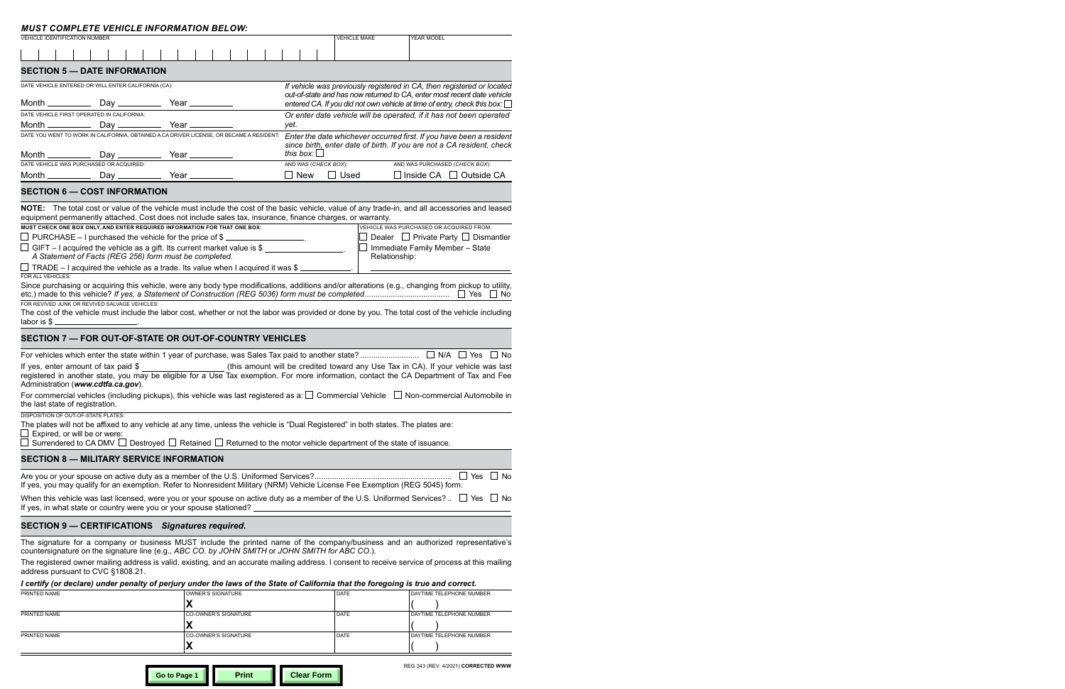***MUST COMPLETE VEHICLE INFORMATION BELOW:***

| VEHICLE IDENTIFICATION NUMBER | VEHICLE MAKE | YEAR MODEL |
|---|---|---|
| | | |

## SECTION 5 — DATE INFORMATION

DATE VEHICLE ENTERED OR WILL ENTER CALIFORNIA (CA):

Month ________ Day ________ Year ________

*If vehicle was previously registered in CA, then registered or located out-of-state and has now returned to CA, enter most recent date vehicle entered CA. If you did not own vehicle at time of entry, check this box:* ☐

DATE VEHICLE FIRST OPERATED IN CALIFORNIA:

Month ________ Day ________ Year ________

*Or enter date vehicle will be operated, if it has not been operated yet.*

DATE YOU WENT TO WORK IN CALIFORNIA, OBTAINED A CA DRIVER LICENSE, OR BECAME A RESIDENT:

Month ________ Day ________ Year ________

*Enter the date whichever occurred first. If you have been a resident since birth, enter date of birth. If you are not a CA resident, check this box:* ☐

DATE VEHICLE WAS PURCHASED OR ACQUIRED:

Month ________ Day ________ Year ________

AND WAS (*CHECK BOX*): ☐ New ☐ Used

AND WAS PURCHASED (*CHECK BOX*): ☐ Inside CA ☐ Outside CA

## SECTION 6 — COST INFORMATION

**NOTE:** The total cost or value of the vehicle must include the cost of the basic vehicle, value of any trade-in, and all accessories and leased equipment permanently attached. Cost does not include sales tax, insurance, finance charges, or warranty.

MUST CHECK ONE BOX ONLY, AND ENTER REQUIRED INFORMATION FOR THAT ONE BOX:

☐ PURCHASE – I purchased the vehicle for the price of $ ________.

☐ GIFT – I acquired the vehicle as a gift. Its current market value is $ ________.
*A Statement of Facts (REG 256) form must be completed.*

☐ TRADE – I acquired the vehicle as a trade. Its value when I acquired it was $ ________.

VEHICLE WAS PURCHASED OR ACQUIRED FROM:

☐ Dealer ☐ Private Party ☐ Dismantler

☐ Immediate Family Member – State Relationship: ________

FOR ALL VEHICLES:

Since purchasing or acquiring this vehicle, were any body type modifications, additions and/or alterations (e.g., changing from pickup to utility, etc.) made to this vehicle? *If yes, a Statement of Construction (REG 5036) form must be completed.*...................................... ☐ Yes ☐ No

FOR REVIVED JUNK OR REVIVED SALVAGE VEHICLES:

The cost of the vehicle must include the labor cost, whether or not the labor was provided or done by you. The total cost of the vehicle including labor is $ ________.

## SECTION 7 — FOR OUT-OF-STATE OR OUT-OF-COUNTRY VEHICLES

For vehicles which enter the state within 1 year of purchase, was Sales Tax paid to another state? .......................... ☐ N/A ☐ Yes ☐ No

If yes, enter amount of tax paid $ ________ (this amount will be credited toward any Use Tax in CA). If your vehicle was last registered in another state, you may be eligible for a Use Tax exemption. For more information, contact the CA Department of Tax and Fee Administration (***www.cdtfa.ca.gov***).

For commercial vehicles (including pickups), this vehicle was last registered as a: ☐ Commercial Vehicle ☐ Non-commercial Automobile in the last state of registration.

DISPOSITION OF OUT-OF-STATE PLATES:

The plates will not be affixed to any vehicle at any time, unless the vehicle is "Dual Registered" in both states. The plates are:

☐ Expired, or will be or were:

☐ Surrendered to CA DMV ☐ Destroyed ☐ Retained ☐ Returned to the motor vehicle department of the state of issuance.

## SECTION 8 — MILITARY SERVICE INFORMATION

Are you or your spouse on active duty as a member of the U.S. Uniformed Services?............................................................. ☐ Yes ☐ No
If yes, you may qualify for an exemption. Refer to Nonresident Military (NRM) Vehicle License Fee Exemption (REG 5045) form.

When this vehicle was last licensed, were you or your spouse on active duty as a member of the U.S. Uniformed Services? .. ☐ Yes ☐ No
If yes, in what state or country were you or your spouse stationed? ________

## SECTION 9 — CERTIFICATIONS *Signatures required.*

The signature for a company or business MUST include the printed name of the company/business and an authorized representative's countersignature on the signature line (e.g., *ABC CO. by JOHN SMITH* or *JOHN SMITH for ABC CO.*).

The registered owner mailing address is valid, existing, and an accurate mailing address. I consent to receive service of process at this mailing address pursuant to CVC §1808.21.

***I certify (or declare) under penalty of perjury under the laws of the State of California that the foregoing is true and correct.***

| PRINTED NAME | OWNER'S SIGNATURE | DATE | DAYTIME TELEPHONE NUMBER |
|---|---|---|---|
| | **X** | | ( ) |
| PRINTED NAME | CO-OWNER'S SIGNATURE | DATE | DAYTIME TELEPHONE NUMBER |
| | **X** | | ( ) |
| PRINTED NAME | CO-OWNER'S SIGNATURE | DATE | DAYTIME TELEPHONE NUMBER |
| | **X** | | ( ) |

REG 343 (REV. 4/2021) **CORRECTED WWW**

Go to Page 1 Print Clear Form